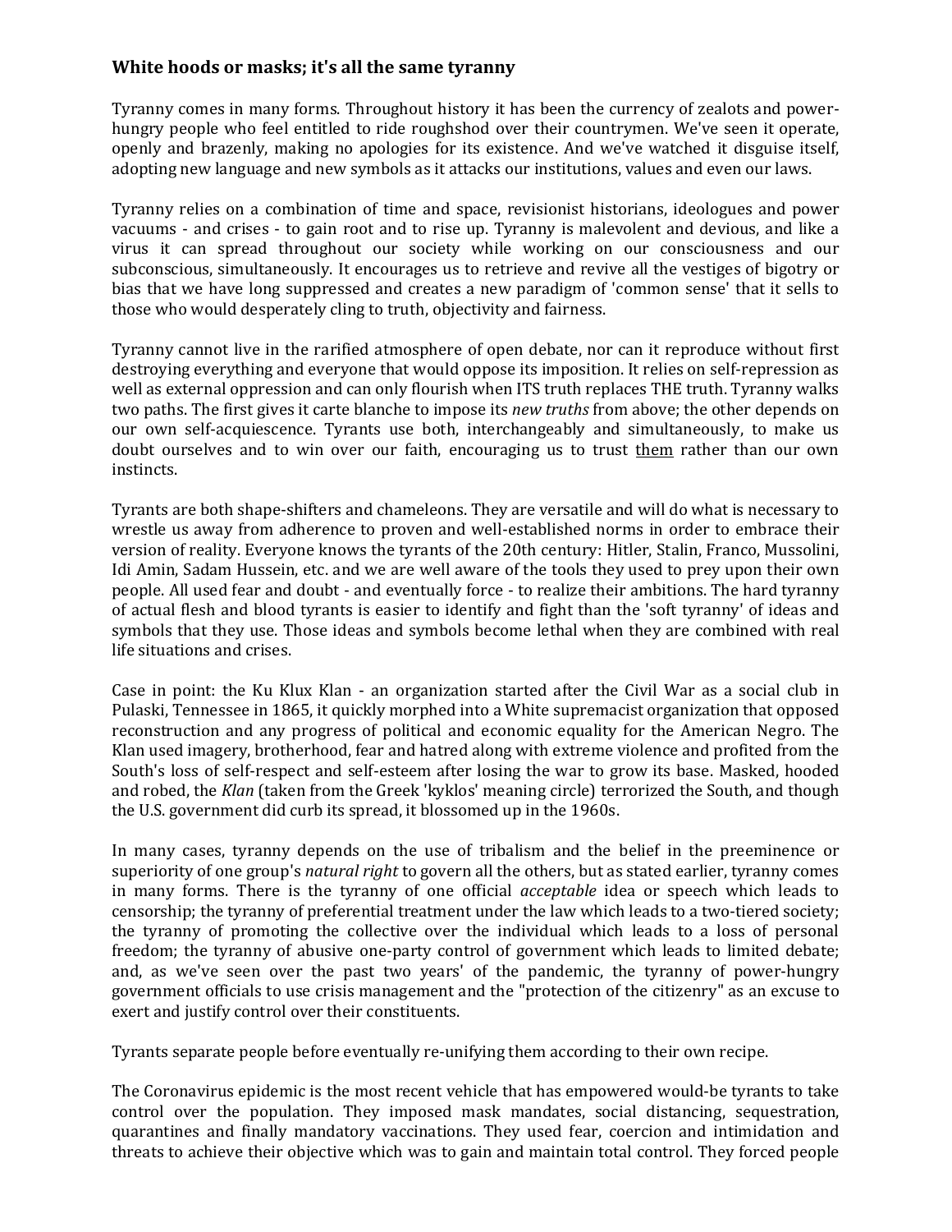### White hoods or masks; it's all the same tyranny

Tyranny comes in many forms. Throughout history it has been the currency of zealots and power-hungry people who feel entitled to ride roughshod over their countrymen. We've seen it operate, openly and brazenly, making no apologies for its existence. And we've watched it disguise itself, adopting new language and new symbols as it attacks our institutions, values and even our laws.

Tyranny relies on a combination of time and space, revisionist historians, ideologues and power vacuums - and crises - to gain root and to rise up. Tyranny is malevolent and devious, and like a virus it can spread throughout our society while working on our consciousness and our subconscious, simultaneously. It encourages us to retrieve and revive all the vestiges of bigotry or bias that we have long suppressed and creates a new paradigm of 'common sense' that it sells to those who would desperately cling to truth, objectivity and fairness.

Tyranny cannot live in the rarified atmosphere of open debate, nor can it reproduce without first destroying everything and everyone that would oppose its imposition. It relies on self-repression as well as external oppression and can only flourish when ITS truth replaces THE truth. Tyranny walks two paths. The first gives it carte blanche to impose its *new truths* from above; the other depends on our own self-acquiescence. Tyrants use both, interchangeably and simultaneously, to make us doubt ourselves and to win over our faith, encouraging us to trust <u>them</u> rather than our own instincts.

Tyrants are both shape-shifters and chameleons. They are versatile and will do what is necessary to wrestle us away from adherence to proven and well-established norms in order to embrace their version of reality. Everyone knows the tyrants of the 20th century: Hitler, Stalin, Franco, Mussolini, Idi Amin, Sadam Hussein, etc. and we are well aware of the tools they used to prey upon their own people. All used fear and doubt - and eventually force - to realize their ambitions. The hard tyranny of actual flesh and blood tyrants is easier to identify and fight than the 'soft tyranny' of ideas and symbols that they use. Those ideas and symbols become lethal when they are combined with real life situations and crises.

Case in point: the Ku Klux Klan - an organization started after the Civil War as a social club in Pulaski, Tennessee in 1865, it quickly morphed into a White supremacist organization that opposed reconstruction and any progress of political and economic equality for the American Negro. The Klan used imagery, brotherhood, fear and hatred along with extreme violence and profited from the South's loss of self-respect and self-esteem after losing the war to grow its base. Masked, hooded and robed, the *Klan* (taken from the Greek 'kyklos' meaning circle) terrorized the South, and though the U.S. government did curb its spread, it blossomed up in the 1960s.

In many cases, tyranny depends on the use of tribalism and the belief in the preeminence or superiority of one group's *natural right* to govern all the others, but as stated earlier, tyranny comes in many forms. There is the tyranny of one official *acceptable* idea or speech which leads to censorship; the tyranny of preferential treatment under the law which leads to a two-tiered society; the tyranny of promoting the collective over the individual which leads to a loss of personal freedom; the tyranny of abusive one-party control of government which leads to limited debate; and, as we've seen over the past two years' of the pandemic, the tyranny of power-hungry government officials to use crisis management and the "protection of the citizenry" as an excuse to exert and justify control over their constituents.

Tyrants separate people before eventually re-unifying them according to their own recipe.

The Coronavirus epidemic is the most recent vehicle that has empowered would-be tyrants to take control over the population. They imposed mask mandates, social distancing, sequestration, quarantines and finally mandatory vaccinations. They used fear, coercion and intimidation and threats to achieve their objective which was to gain and maintain total control. They forced people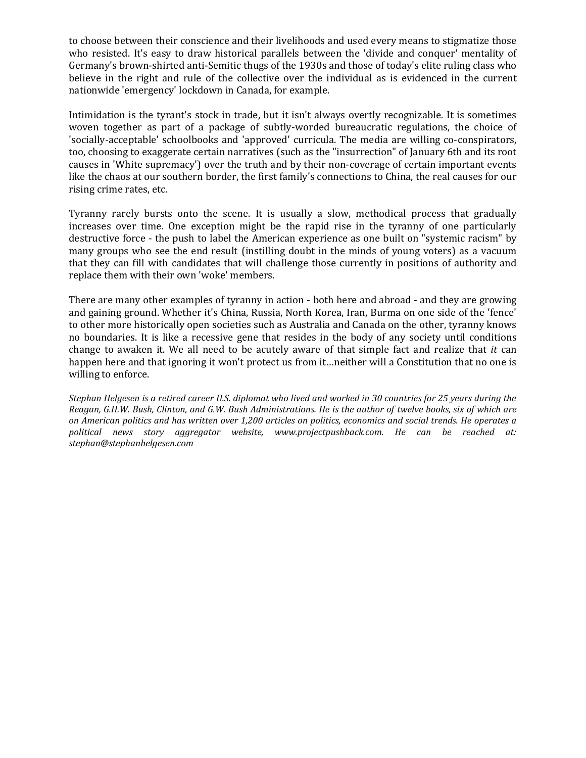to choose between their conscience and their livelihoods and used every means to stigmatize those who resisted. It's easy to draw historical parallels between the 'divide and conquer' mentality of Germany's brown-shirted anti-Semitic thugs of the 1930s and those of today's elite ruling class who believe in the right and rule of the collective over the individual as is evidenced in the current nationwide 'emergency' lockdown in Canada, for example.

Intimidation is the tyrant's stock in trade, but it isn't always overtly recognizable. It is sometimes woven together as part of a package of subtly-worded bureaucratic regulations, the choice of 'socially-acceptable' schoolbooks and 'approved' curricula. The media are willing co-conspirators, too, choosing to exaggerate certain narratives (such as the "insurrection" of January 6th and its root causes in 'White supremacy') over the truth <u>and</u> by their non-coverage of certain important events like the chaos at our southern border, the first family's connections to China, the real causes for our rising crime rates, etc.

Tyranny rarely bursts onto the scene. It is usually a slow, methodical process that gradually increases over time. One exception might be the rapid rise in the tyranny of one particularly destructive force - the push to label the American experience as one built on "systemic racism" by many groups who see the end result (instilling doubt in the minds of young voters) as a vacuum that they can fill with candidates that will challenge those currently in positions of authority and replace them with their own 'woke' members.

There are many other examples of tyranny in action - both here and abroad - and they are growing and gaining ground. Whether it's China, Russia, North Korea, Iran, Burma on one side of the 'fence' to other more historically open societies such as Australia and Canada on the other, tyranny knows no boundaries. It is like a recessive gene that resides in the body of any society until conditions change to awaken it. We all need to be acutely aware of that simple fact and realize that *it* can happen here and that ignoring it won't protect us from it…neither will a Constitution that no one is willing to enforce.

*Stephan Helgesen is a retired career U.S. diplomat who lived and worked in 30 countries for 25 years during the Reagan, G.H.W. Bush, Clinton, and G.W. Bush Administrations. He is the author of twelve books, six of which are on American politics and has written over 1,200 articles on politics, economics and social trends. He operates a political news story aggregator website, www.projectpushback.com. He can be reached at: stephan@stephanhelgesen.com*